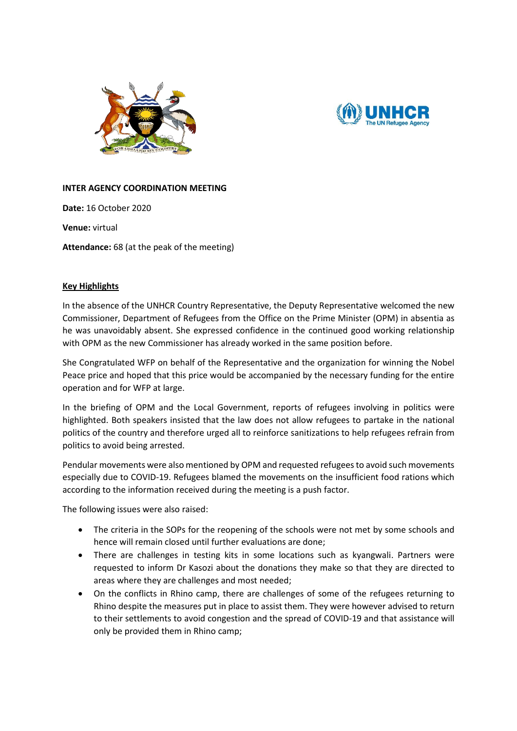**INTER AGENCY COORDINATION MEETING**

**Date:** 16 October 2020

**Venue:** virtual

**Attendance:** 68 (at the peak of the meeting)

**<u>Key Highlights</u>**

In the absence of the UNHCR Country Representative, the Deputy Representative welcomed the new Commissioner, Department of Refugees from the Office on the Prime Minister (OPM) in absentia as he was unavoidably absent. She expressed confidence in the continued good working relationship with OPM as the new Commissioner has already worked in the same position before.

She Congratulated WFP on behalf of the Representative and the organization for winning the Nobel Peace price and hoped that this price would be accompanied by the necessary funding for the entire operation and for WFP at large.

In the briefing of OPM and the Local Government, reports of refugees involving in politics were highlighted. Both speakers insisted that the law does not allow refugees to partake in the national politics of the country and therefore urged all to reinforce sanitizations to help refugees refrain from politics to avoid being arrested.

Pendular movements were also mentioned by OPM and requested refugees to avoid such movements especially due to COVID-19. Refugees blamed the movements on the insufficient food rations which according to the information received during the meeting is a push factor.

The following issues were also raised:

- The criteria in the SOPs for the reopening of the schools were not met by some schools and hence will remain closed until further evaluations are done;
- There are challenges in testing kits in some locations such as kyangwali. Partners were requested to inform Dr Kasozi about the donations they make so that they are directed to areas where they are challenges and most needed;
- On the conflicts in Rhino camp, there are challenges of some of the refugees returning to Rhino despite the measures put in place to assist them. They were however advised to return to their settlements to avoid congestion and the spread of COVID-19 and that assistance will only be provided them in Rhino camp;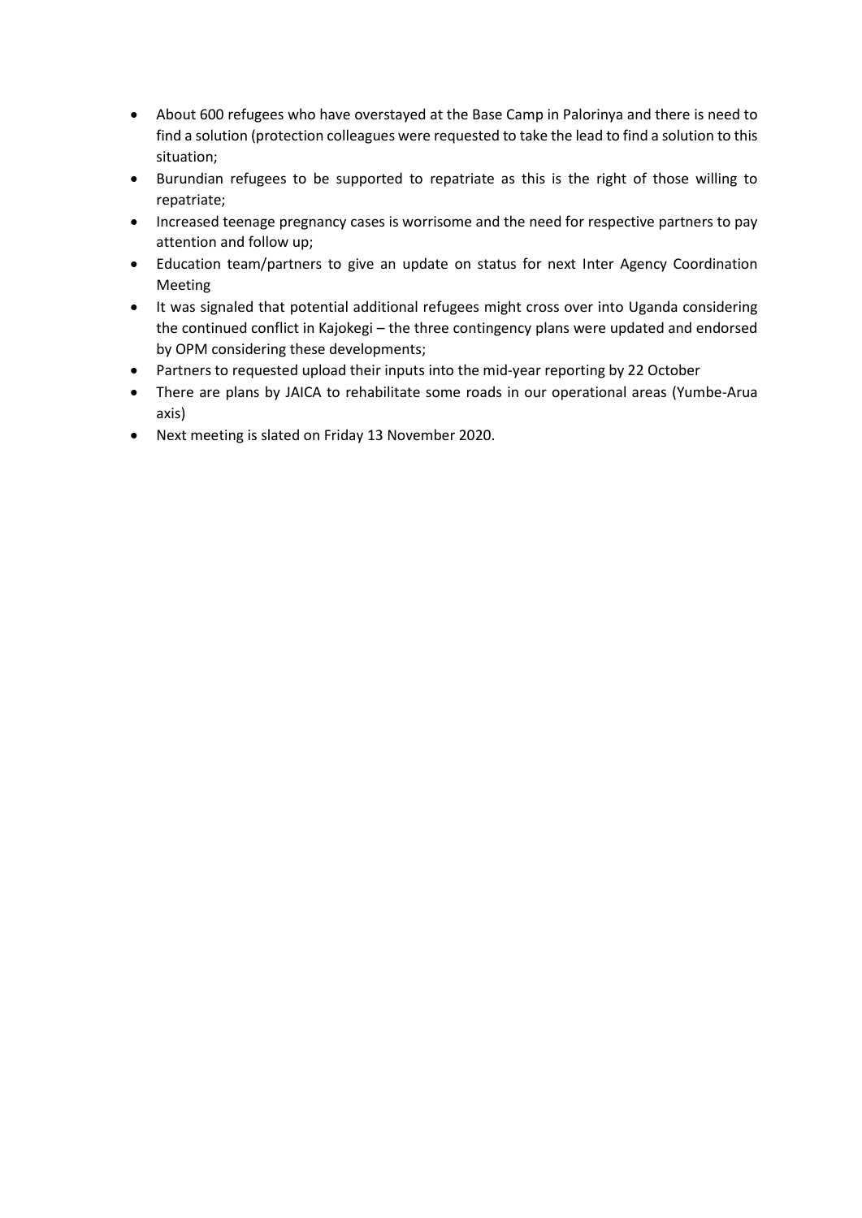- About 600 refugees who have overstayed at the Base Camp in Palorinya and there is need to find a solution (protection colleagues were requested to take the lead to find a solution to this situation;
- Burundian refugees to be supported to repatriate as this is the right of those willing to repatriate;
- Increased teenage pregnancy cases is worrisome and the need for respective partners to pay attention and follow up;
- Education team/partners to give an update on status for next Inter Agency Coordination Meeting
- It was signaled that potential additional refugees might cross over into Uganda considering the continued conflict in Kajokegi – the three contingency plans were updated and endorsed by OPM considering these developments;
- Partners to requested upload their inputs into the mid-year reporting by 22 October
- There are plans by JAICA to rehabilitate some roads in our operational areas (Yumbe-Arua axis)
- Next meeting is slated on Friday 13 November 2020.